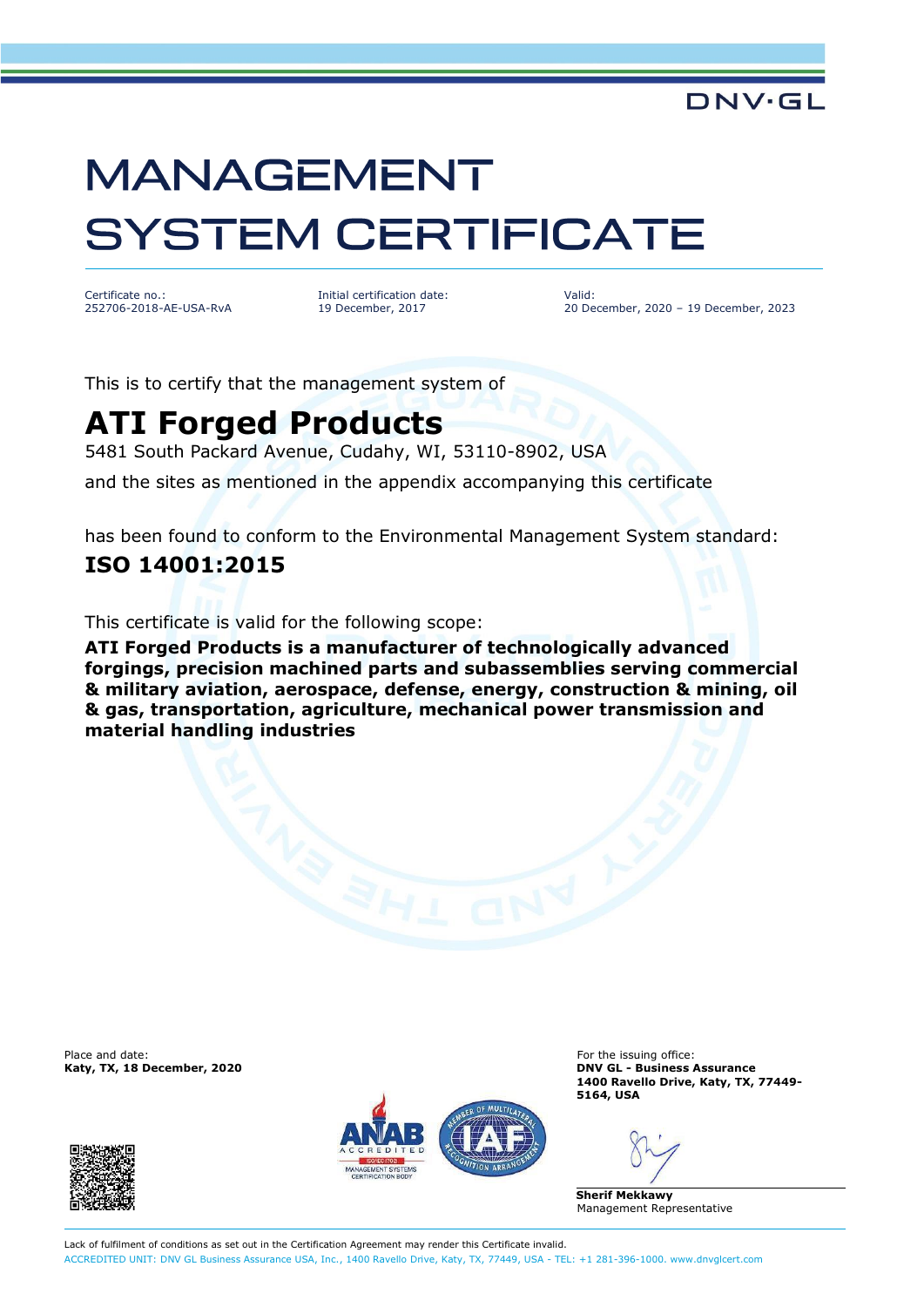DNV·GL

# MANAGEMENT SYSTEM CERTIFICATE

Certificate no.:
252706-2018-AE-USA-RvA

Initial certification date:
19 December, 2017

Valid:
20 December, 2020 – 19 December, 2023

This is to certify that the management system of

## ATI Forged Products

5481 South Packard Avenue, Cudahy, WI, 53110-8902, USA

and the sites as mentioned in the appendix accompanying this certificate

has been found to conform to the Environmental Management System standard:

## ISO 14001:2015

This certificate is valid for the following scope:

**ATI Forged Products is a manufacturer of technologically advanced forgings, precision machined parts and subassemblies serving commercial & military aviation, aerospace, defense, energy, construction & mining, oil & gas, transportation, agriculture, mechanical power transmission and material handling industries**

Place and date:
**Katy, TX, 18 December, 2020**

For the issuing office:
**DNV GL - Business Assurance**
**1400 Ravello Drive, Katy, TX, 77449-5164, USA**

**Sherif Mekkawy**
Management Representative

Lack of fulfilment of conditions as set out in the Certification Agreement may render this Certificate invalid.
ACCREDITED UNIT: DNV GL Business Assurance USA, Inc., 1400 Ravello Drive, Katy, TX, 77449, USA - TEL: +1 281-396-1000. www.dnvglcert.com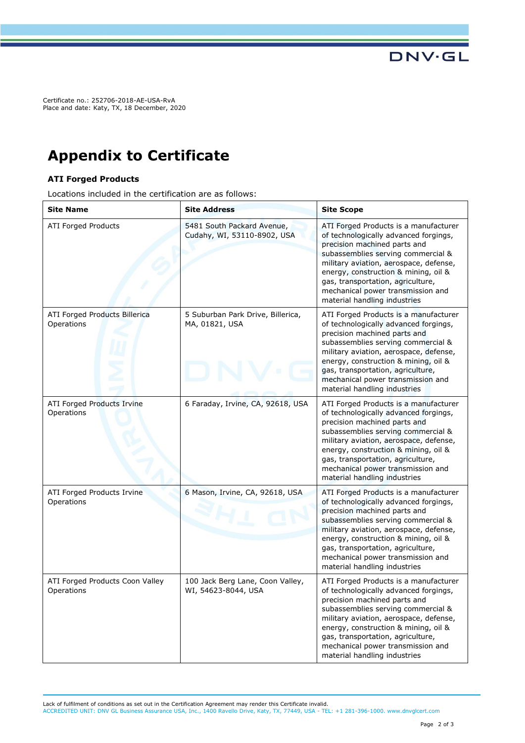Certificate no.: 252706-2018-AE-USA-RvA
Place and date: Katy, TX, 18 December, 2020

# Appendix to Certificate

### ATI Forged Products

Locations included in the certification are as follows:

| Site Name | Site Address | Site Scope |
|---|---|---|
| ATI Forged Products | 5481 South Packard Avenue, Cudahy, WI, 53110-8902, USA | ATI Forged Products is a manufacturer of technologically advanced forgings, precision machined parts and subassemblies serving commercial & military aviation, aerospace, defense, energy, construction & mining, oil & gas, transportation, agriculture, mechanical power transmission and material handling industries |
| ATI Forged Products Billerica Operations | 5 Suburban Park Drive, Billerica, MA, 01821, USA | ATI Forged Products is a manufacturer of technologically advanced forgings, precision machined parts and subassemblies serving commercial & military aviation, aerospace, defense, energy, construction & mining, oil & gas, transportation, agriculture, mechanical power transmission and material handling industries |
| ATI Forged Products Irvine Operations | 6 Faraday, Irvine, CA, 92618, USA | ATI Forged Products is a manufacturer of technologically advanced forgings, precision machined parts and subassemblies serving commercial & military aviation, aerospace, defense, energy, construction & mining, oil & gas, transportation, agriculture, mechanical power transmission and material handling industries |
| ATI Forged Products Irvine Operations | 6 Mason, Irvine, CA, 92618, USA | ATI Forged Products is a manufacturer of technologically advanced forgings, precision machined parts and subassemblies serving commercial & military aviation, aerospace, defense, energy, construction & mining, oil & gas, transportation, agriculture, mechanical power transmission and material handling industries |
| ATI Forged Products Coon Valley Operations | 100 Jack Berg Lane, Coon Valley, WI, 54623-8044, USA | ATI Forged Products is a manufacturer of technologically advanced forgings, precision machined parts and subassemblies serving commercial & military aviation, aerospace, defense, energy, construction & mining, oil & gas, transportation, agriculture, mechanical power transmission and material handling industries |

Lack of fulfilment of conditions as set out in the Certification Agreement may render this Certificate invalid.
ACCREDITED UNIT: DNV GL Business Assurance USA, Inc., 1400 Ravello Drive, Katy, TX, 77449, USA - TEL: +1 281-396-1000. www.dnvglcert.com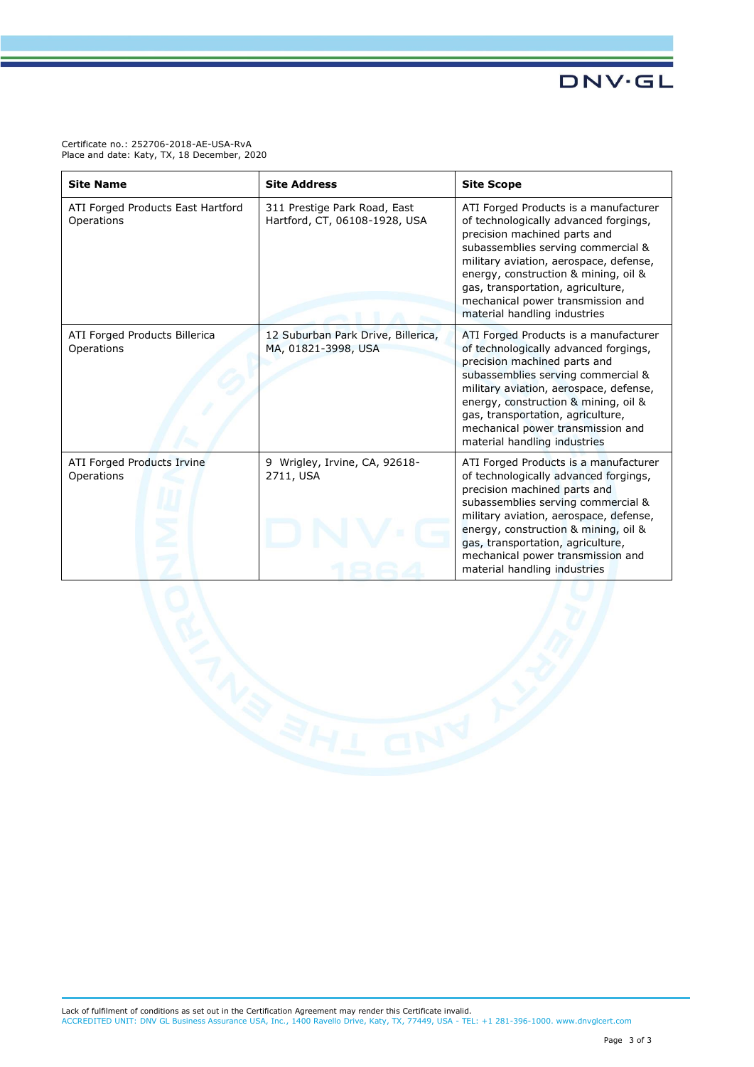Certificate no.: 252706-2018-AE-USA-RvA
Place and date: Katy, TX, 18 December, 2020

| Site Name | Site Address | Site Scope |
|---|---|---|
| ATI Forged Products East Hartford Operations | 311 Prestige Park Road, East Hartford, CT, 06108-1928, USA | ATI Forged Products is a manufacturer of technologically advanced forgings, precision machined parts and subassemblies serving commercial & military aviation, aerospace, defense, energy, construction & mining, oil & gas, transportation, agriculture, mechanical power transmission and material handling industries |
| ATI Forged Products Billerica Operations | 12 Suburban Park Drive, Billerica, MA, 01821-3998, USA | ATI Forged Products is a manufacturer of technologically advanced forgings, precision machined parts and subassemblies serving commercial & military aviation, aerospace, defense, energy, construction & mining, oil & gas, transportation, agriculture, mechanical power transmission and material handling industries |
| ATI Forged Products Irvine Operations | 9 Wrigley, Irvine, CA, 92618-2711, USA | ATI Forged Products is a manufacturer of technologically advanced forgings, precision machined parts and subassemblies serving commercial & military aviation, aerospace, defense, energy, construction & mining, oil & gas, transportation, agriculture, mechanical power transmission and material handling industries |

Lack of fulfilment of conditions as set out in the Certification Agreement may render this Certificate invalid.
ACCREDITED UNIT: DNV GL Business Assurance USA, Inc., 1400 Ravello Drive, Katy, TX, 77449, USA - TEL: +1 281-396-1000. www.dnvglcert.com